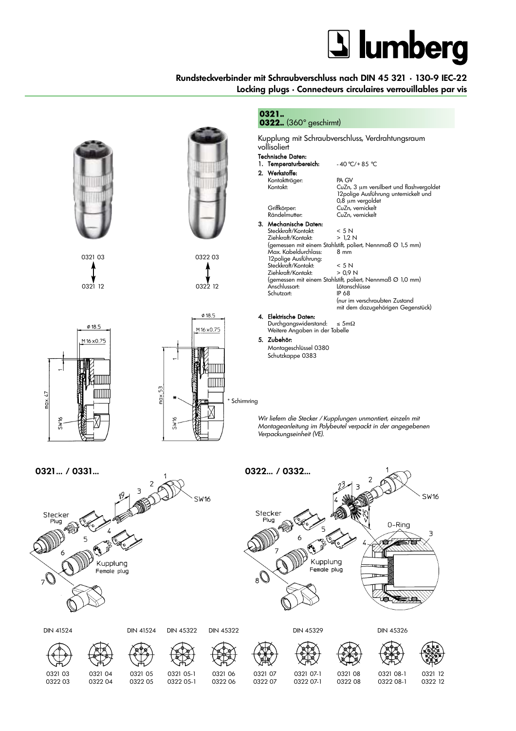# Rundsteckverbinder mit Schraubverschluss nach DIN 45 321 · 130-9 IEC-22

**Locking plugs · Connecteurs circulaires verrouillables par vis**

## 0321..
## 0322.. (360° geschirmt)

Kupplung mit Schraubverschluss, Verdrahtungsraum vollisoliert

**Technische Daten:**

1. **Temperaturbereich:** - 40 °C/+ 85 °C
2. **Werkstoffe:**
   - Kontaktträger: PA GV
   - Kontakt: CuZn, 3 µm versilbert und flashvergoldet; 12polige Ausführung unternickelt und 0,8 µm vergoldet
   - Griffkörper: CuZn, vernickelt
   - Rändelmutter: CuZn, vernickelt
3. **Mechanische Daten:**
   - Steckkraft/Kontakt: < 5 N
   - Ziehkraft/Kontakt: > 1,2 N
   - (gemessen mit einem Stahlstift, poliert, Nennmaß Ø 1,5 mm)
   - Max. Kabeldurchlass: 8 mm
   - 12polige Ausführung:
   - Steckkraft/Kontakt: < 5 N
   - Ziehkraft/Kontakt: > 0,9 N
   - (gemessen mit einem Stahlstift, poliert, Nennmaß Ø 1,0 mm)
   - Anschlussart: Lötanschlüsse
   - Schutzart: IP 68 (nur im verschraubten Zustand mit dem dazugehörigen Gegenstück)
4. **Elektrische Daten:**
   - Durchgangswiderstand: ≤ 5mΩ
   - Weitere Angaben in der Tabelle
5. **Zubehör:**
   - Montageschlüssel 0380
   - Schutzkappe 0383

0321 03 ↔ 0321 12

0322 03 ↔ 0322 12

Ø 18,5 · M16x0,75 · max. 47 · SW16 · 1

Ø 18,5 · M16x0,75 · max. 53 · SW16 · 1 · *

\* Schirmring

*Wir liefern die Stecker / Kupplungen unmontiert, einzeln mit Montageanleitung im Polybeutel verpackt in der angegebenen Verpackungseinheit (VE).*

## 0321... / 0331...

Stecker / Plug · Kupplung / Female plug · 1 · 2 · 3 · 4 · 5 · 6 · 7 · 19 · SW16

## 0322... / 0332...

Stecker / Plug · Kupplung / Female plug · O-Ring · 1 · 2 · 3 · 4 · 5 · 6 · 7 · 8 · 23 · 25 · SW16

| DIN 41524 | | DIN 41524 | DIN 45322 | DIN 45322 | | DIN 45329 | | DIN 45326 | |
|---|---|---|---|---|---|---|---|---|---|
| 0321 03<br>0322 03 | 0321 04<br>0322 04 | 0321 05<br>0322 05 | 0321 05-1<br>0322 05-1 | 0321 06<br>0322 06 | 0321 07<br>0322 07 | 0321 07-1<br>0322 07-1 | 0321 08<br>0322 08 | 0321 08-1<br>0322 08-1 | 0321 12<br>0322 12 |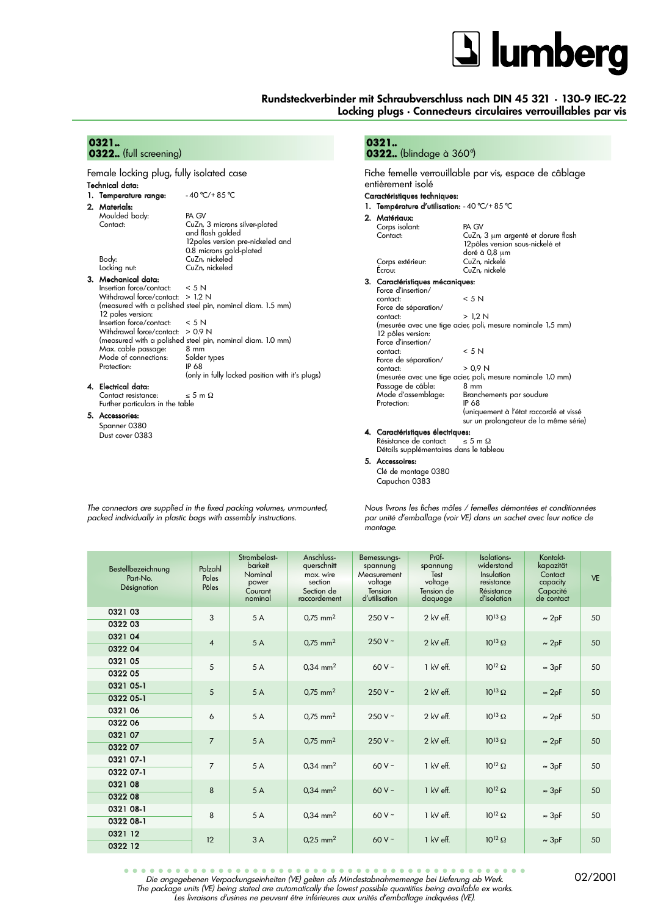# Rundsteckverbinder mit Schraubverschluss nach DIN 45 321 · 130-9 IEC-22
## Locking plugs · Connecteurs circulaires verrouillables par vis

### 0321..
### 0322.. (full screening)

Female locking plug, fully isolated case

**Technical data:**

1. **Temperature range:** - 40 °C/+ 85 °C
2. **Materials:**
   - Moulded body: PA GV
   - Contact: CuZn, 3 microns silver-plated and flash golded; 12poles version pre-nickeled and 0.8 microns gold-plated
   - Body: CuZn, nickeled
   - Locking nut: CuZn, nickeled
3. **Mechanical data:**
   - Insertion force/contact: < 5 N
   - Withdrawal force/contact: > 1.2 N
   - (measured with a polished steel pin, nominal diam. 1.5 mm)
   - 12 poles version:
   - Insertion force/contact: < 5 N
   - Withdrawal force/contact: > 0.9 N
   - (measured with a polished steel pin, nominal diam. 1.0 mm)
   - Max. cable passage: 8 mm
   - Mode of connections: Solder types
   - Protection: IP 68 (only in fully locked position with it's plugs)
4. **Electrical data:**
   - Contact resistance: ≤ 5 m Ω
   - Further particulars in the table
5. **Accessories:**
   - Spanner 0380
   - Dust cover 0383

*The connectors are supplied in the fixed packing volumes, unmounted, packed individually in plastic bags with assembly instructions.*

### 0321..
### 0322.. (blindage à 360°)

Fiche femelle verrouillable par vis, espace de câblage entièrement isolé

**Caractéristiques techniques:**

1. **Température d'utilisation:** - 40 °C/+ 85 °C
2. **Matériaux:**
   - Corps isolant: PA GV
   - Contact: CuZn, 3 µm argenté et dorure flash; 12pôles version sous-nickelé et doré à 0,8 µm
   - Corps extérieur: CuZn, nickelé
   - Écrou: CuZn, nickelé
3. **Caractéristiques mécaniques:**
   - Force d'insertion/contact: < 5 N
   - Force de séparation/contact: > 1,2 N
   - (mesurée avec une tige acier, poli, mesure nominale 1,5 mm)
   - 12 pôles version:
   - Force d'insertion/contact: < 5 N
   - Force de séparation/contact: > 0,9 N
   - (mesurée avec une tige acier, poli, mesure nominale 1,0 mm)
   - Passage de câble: 8 mm
   - Mode d'assemblage: Branchements par soudure
   - Protection: IP 68 (uniquement à l'état raccordé et vissé sur un prolongateur de la même série)
4. **Caractéristiques électriques:**
   - Résistance de contact: ≤ 5 m Ω
   - Détails supplémentaires dans le tableau
5. **Accessoires:**
   - Clé de montage 0380
   - Capuchon 0383

*Nous livrons les fiches mâles / femelles démontées et conditionnées par unité d'emballage (voir VE) dans un sachet avec leur notice de montage.*

| Bestellbezeichnung Part-No. Désignation | Polzahl Poles Pôles | Strombelastbarkeit Nominal power Courant nominal | Anschlussquerschnitt max. wire section Section de raccordement | Bemessungsspannung Measurement voltage Tension d'utilisation | Prüfspannung Test voltage Tension de claquage | Isolationswiderstand Insulation resistance Résistance d'isolation | Kontaktkapazität Contact capacity Capacité de contact | VE |
|---|---|---|---|---|---|---|---|---|
| 0321 03 / 0322 03 | 3 | 5 A | 0,75 mm² | 250 V ~ | 2 kV eff. | $10^{13}$ Ω | ≈ 2pF | 50 |
| 0321 04 / 0322 04 | 4 | 5 A | 0,75 mm² | 250 V ~ | 2 kV eff. | $10^{13}$ Ω | ≈ 2pF | 50 |
| 0321 05 / 0322 05 | 5 | 5 A | 0,34 mm² | 60 V ~ | 1 kV eff. | $10^{12}$ Ω | ≈ 3pF | 50 |
| 0321 05-1 / 0322 05-1 | 5 | 5 A | 0,75 mm² | 250 V ~ | 2 kV eff. | $10^{13}$ Ω | ≈ 2pF | 50 |
| 0321 06 / 0322 06 | 6 | 5 A | 0,75 mm² | 250 V ~ | 2 kV eff. | $10^{13}$ Ω | ≈ 2pF | 50 |
| 0321 07 / 0322 07 | 7 | 5 A | 0,75 mm² | 250 V ~ | 2 kV eff. | $10^{13}$ Ω | ≈ 2pF | 50 |
| 0321 07-1 / 0322 07-1 | 7 | 5 A | 0,34 mm² | 60 V ~ | 1 kV eff. | $10^{12}$ Ω | ≈ 3pF | 50 |
| 0321 08 / 0322 08 | 8 | 5 A | 0,34 mm² | 60 V ~ | 1 kV eff. | $10^{12}$ Ω | ≈ 3pF | 50 |
| 0321 08-1 / 0322 08-1 | 8 | 5 A | 0,34 mm² | 60 V ~ | 1 kV eff. | $10^{12}$ Ω | ≈ 3pF | 50 |
| 0321 12 / 0322 12 | 12 | 3 A | 0,25 mm² | 60 V ~ | 1 kV eff. | $10^{12}$ Ω | ≈ 3pF | 50 |

*Die angegebenen Verpackungseinheiten (VE) gelten als Mindestabnahmemenge bei Lieferung ab Werk.*
*The package units (VE) being stated are automatically the lowest possible quantities being available ex works.*
*Les livraisons d'usines ne peuvent être inférieures aux unités d'emballage indiquées (VE).*

02/2001